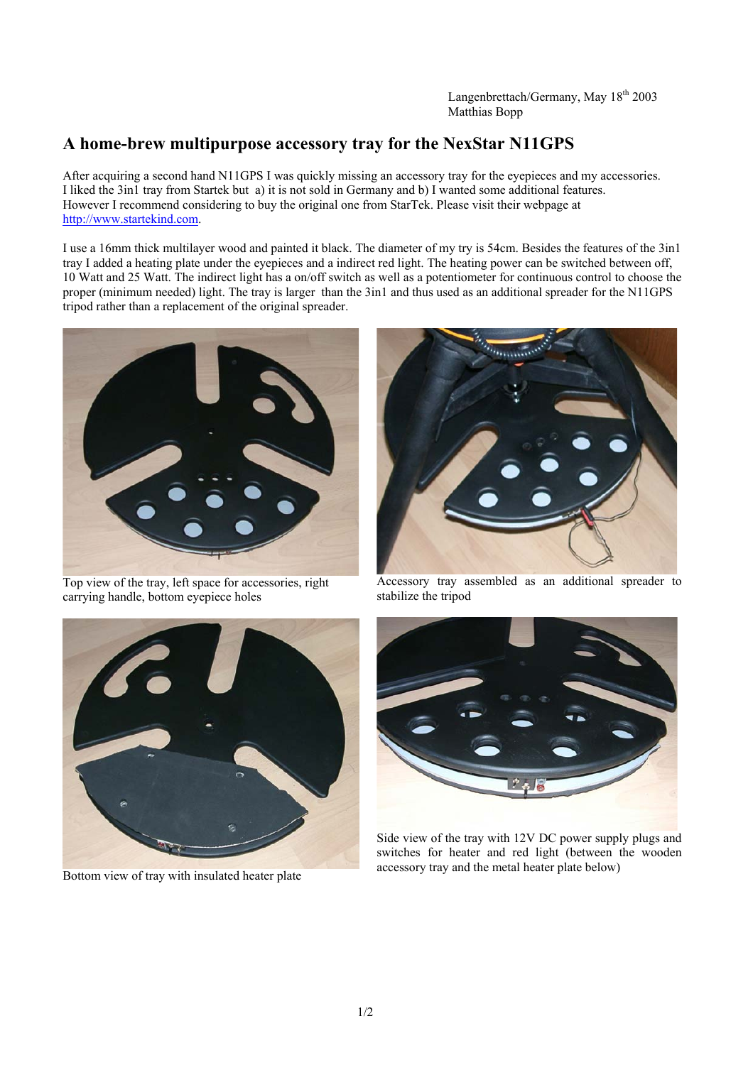Langenbrettach/Germany, May 18th 2003
Matthias Bopp

# A home-brew multipurpose accessory tray for the NexStar N11GPS

After acquiring a second hand N11GPS I was quickly missing an accessory tray for the eyepieces and my accessories. I liked the 3in1 tray from Startek but a) it is not sold in Germany and b) I wanted some additional features. However I recommend considering to buy the original one from StarTek. Please visit their webpage at http://www.startekind.com.

I use a 16mm thick multilayer wood and painted it black. The diameter of my try is 54cm. Besides the features of the 3in1 tray I added a heating plate under the eyepieces and a indirect red light. The heating power can be switched between off, 10 Watt and 25 Watt. The indirect light has a on/off switch as well as a potentiometer for continuous control to choose the proper (minimum needed) light. The tray is larger than the 3in1 and thus used as an additional spreader for the N11GPS tripod rather than a replacement of the original spreader.

Top view of the tray, left space for accessories, right carrying handle, bottom eyepiece holes

Accessory tray assembled as an additional spreader to stabilize the tripod

Bottom view of tray with insulated heater plate

Side view of the tray with 12V DC power supply plugs and switches for heater and red light (between the wooden accessory tray and the metal heater plate below)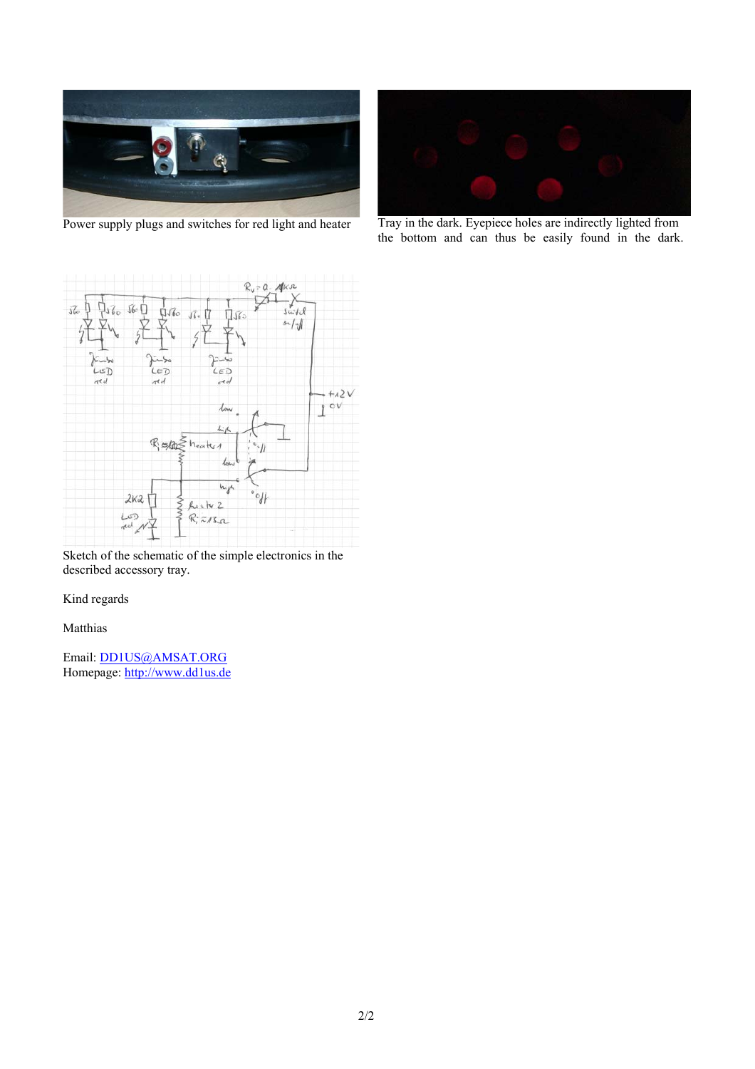Power supply plugs and switches for red light and heater

Tray in the dark. Eyepiece holes are indirectly lighted from the bottom and can thus be easily found in the dark.

Sketch of the schematic of the simple electronics in the described accessory tray.

Kind regards

Matthias

Email: DD1US@AMSAT.ORG
Homepage: http://www.dd1us.de